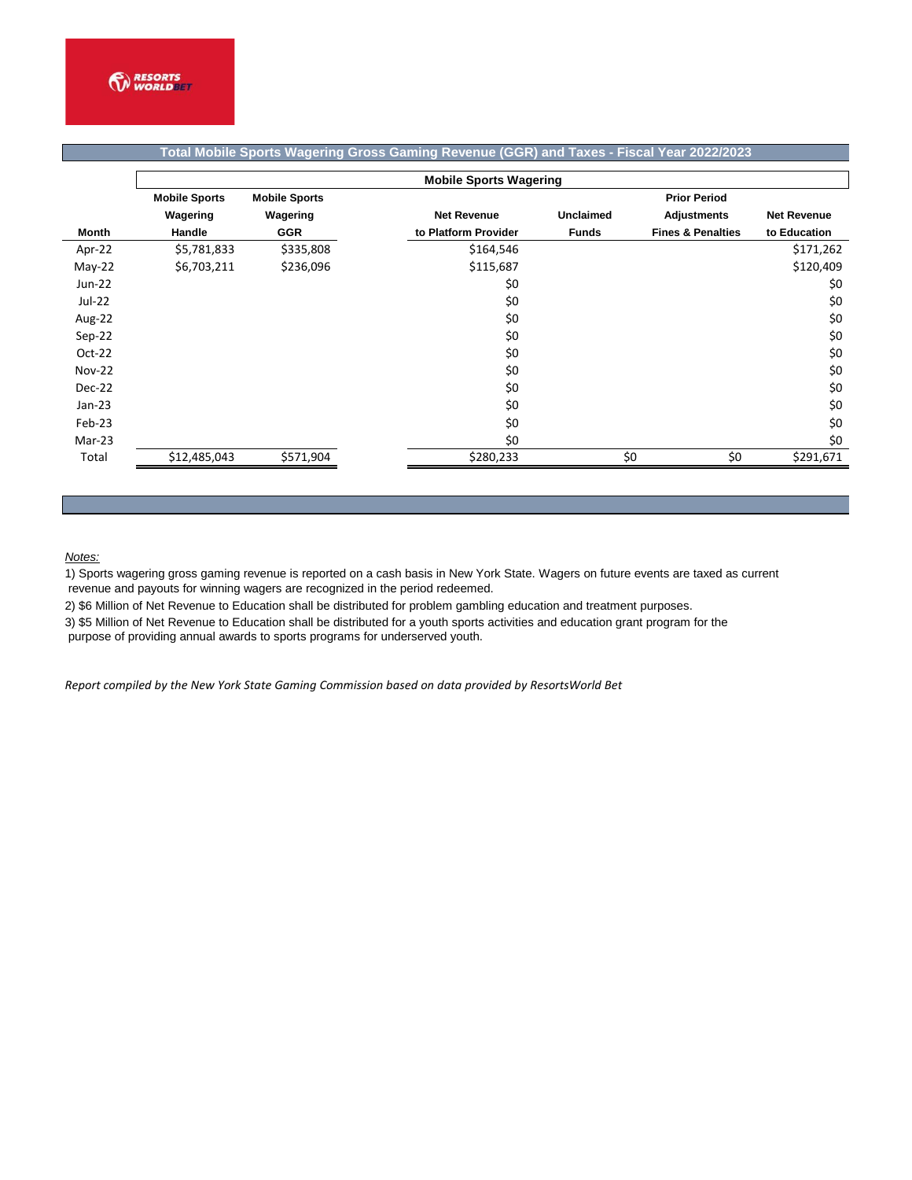## Total Mobile Sports Wagering Gross Gaming Revenue (GGR) and Taxes - Fiscal Year 2022/2023

| Month | Mobile Sports Wagering Handle | Mobile Sports Wagering GGR | Net Revenue to Platform Provider | Unclaimed Funds | Prior Period Adjustments Fines & Penalties | Net Revenue to Education |
|---|---|---|---|---|---|---|
| | | | **Mobile Sports Wagering** | | | |
| Apr-22 | $5,781,833 | $335,808 | $164,546 | | | $171,262 |
| May-22 | $6,703,211 | $236,096 | $115,687 | | | $120,409 |
| Jun-22 | | | $0 | | | $0 |
| Jul-22 | | | $0 | | | $0 |
| Aug-22 | | | $0 | | | $0 |
| Sep-22 | | | $0 | | | $0 |
| Oct-22 | | | $0 | | | $0 |
| Nov-22 | | | $0 | | | $0 |
| Dec-22 | | | $0 | | | $0 |
| Jan-23 | | | $0 | | | $0 |
| Feb-23 | | | $0 | | | $0 |
| Mar-23 | | | $0 | | | $0 |
| Total | $12,485,043 | $571,904 | $280,233 | $0 | $0 | $291,671 |

*Notes:*

1) Sports wagering gross gaming revenue is reported on a cash basis in New York State. Wagers on future events are taxed as current revenue and payouts for winning wagers are recognized in the period redeemed.

2) $6 Million of Net Revenue to Education shall be distributed for problem gambling education and treatment purposes.

3) $5 Million of Net Revenue to Education shall be distributed for a youth sports activities and education grant program for the purpose of providing annual awards to sports programs for underserved youth.

*Report compiled by the New York State Gaming Commission based on data provided by ResortsWorld Bet*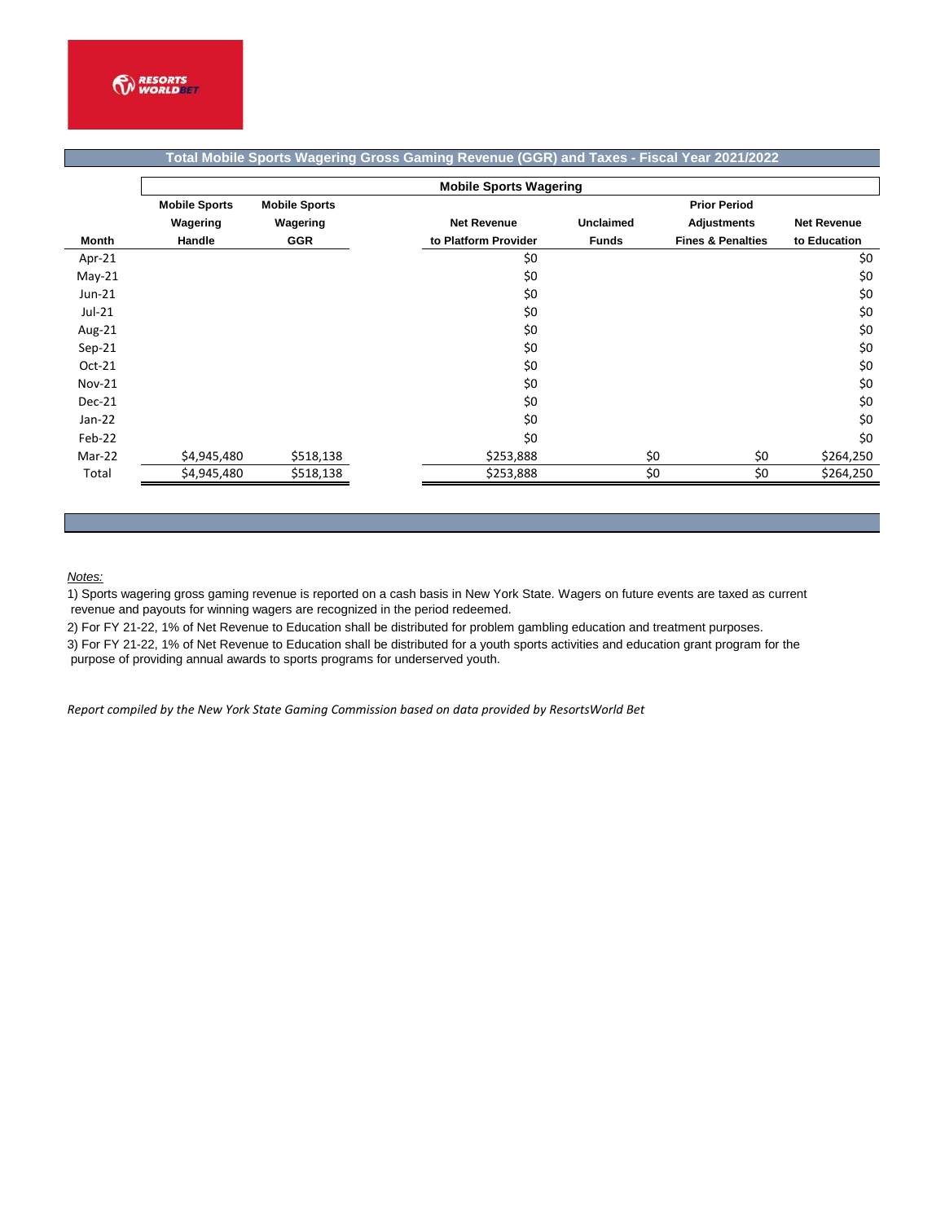## Total Mobile Sports Wagering Gross Gaming Revenue (GGR) and Taxes - Fiscal Year 2021/2022

| | Mobile Sports Wagering | | | | | |
|---|---|---|---|---|---|---|
| Month | Mobile Sports Wagering Handle | Mobile Sports Wagering GGR | Net Revenue to Platform Provider | Unclaimed Funds | Prior Period Adjustments Fines & Penalties | Net Revenue to Education |
| Apr-21 | | | $0 | | | $0 |
| May-21 | | | $0 | | | $0 |
| Jun-21 | | | $0 | | | $0 |
| Jul-21 | | | $0 | | | $0 |
| Aug-21 | | | $0 | | | $0 |
| Sep-21 | | | $0 | | | $0 |
| Oct-21 | | | $0 | | | $0 |
| Nov-21 | | | $0 | | | $0 |
| Dec-21 | | | $0 | | | $0 |
| Jan-22 | | | $0 | | | $0 |
| Feb-22 | | | $0 | | | $0 |
| Mar-22 | $4,945,480 | $518,138 | $253,888 | $0 | $0 | $264,250 |
| Total | $4,945,480 | $518,138 | $253,888 | $0 | $0 | $264,250 |

*Notes:*

1) Sports wagering gross gaming revenue is reported on a cash basis in New York State. Wagers on future events are taxed as current revenue and payouts for winning wagers are recognized in the period redeemed.

2) For FY 21-22, 1% of Net Revenue to Education shall be distributed for problem gambling education and treatment purposes.

3) For FY 21-22, 1% of Net Revenue to Education shall be distributed for a youth sports activities and education grant program for the purpose of providing annual awards to sports programs for underserved youth.

*Report compiled by the New York State Gaming Commission based on data provided by ResortsWorld Bet*